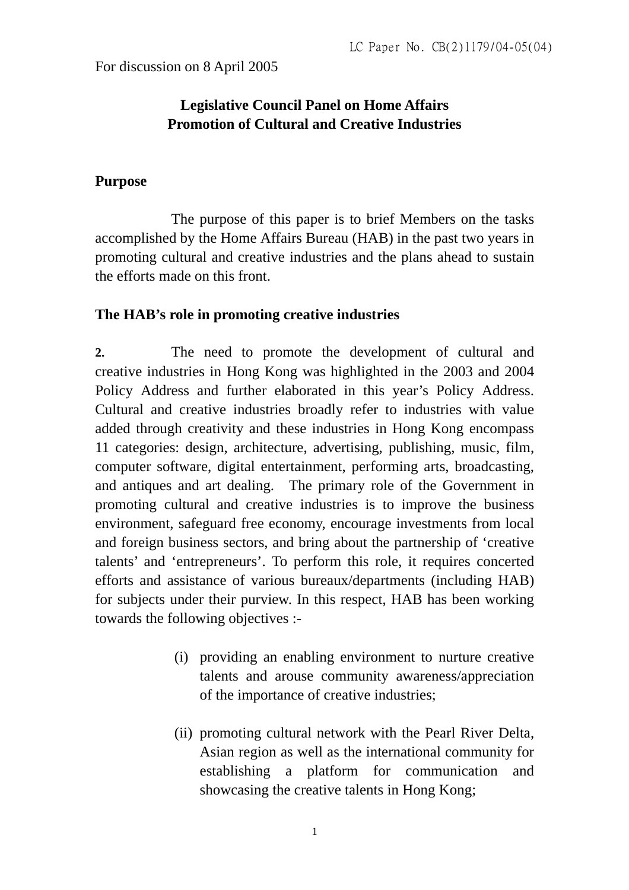LC Paper No. CB(2)1179/04-05(04)

For discussion on 8 April 2005

**Legislative Council Panel on Home Affairs**
**Promotion of Cultural and Creative Industries**

**Purpose**

The purpose of this paper is to brief Members on the tasks accomplished by the Home Affairs Bureau (HAB) in the past two years in promoting cultural and creative industries and the plans ahead to sustain the efforts made on this front.

**The HAB's role in promoting creative industries**

**2.** The need to promote the development of cultural and creative industries in Hong Kong was highlighted in the 2003 and 2004 Policy Address and further elaborated in this year's Policy Address. Cultural and creative industries broadly refer to industries with value added through creativity and these industries in Hong Kong encompass 11 categories: design, architecture, advertising, publishing, music, film, computer software, digital entertainment, performing arts, broadcasting, and antiques and art dealing. The primary role of the Government in promoting cultural and creative industries is to improve the business environment, safeguard free economy, encourage investments from local and foreign business sectors, and bring about the partnership of 'creative talents' and 'entrepreneurs'. To perform this role, it requires concerted efforts and assistance of various bureaux/departments (including HAB) for subjects under their purview. In this respect, HAB has been working towards the following objectives :-

(i) providing an enabling environment to nurture creative talents and arouse community awareness/appreciation of the importance of creative industries;

(ii) promoting cultural network with the Pearl River Delta, Asian region as well as the international community for establishing a platform for communication and showcasing the creative talents in Hong Kong;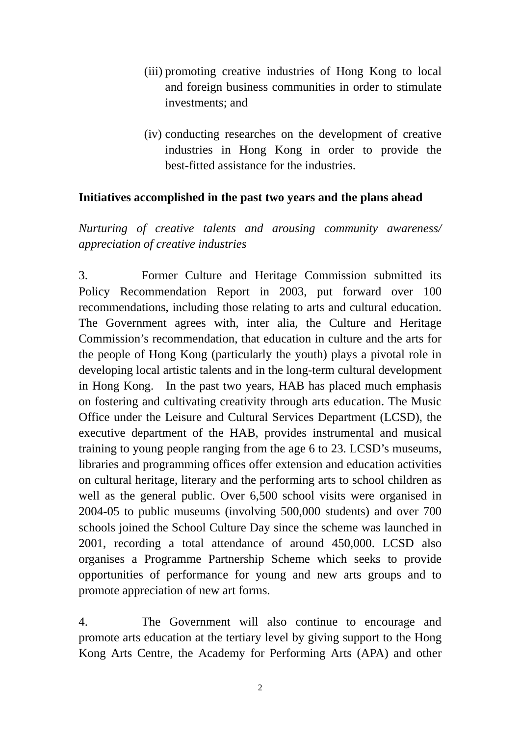(iii) promoting creative industries of Hong Kong to local and foreign business communities in order to stimulate investments; and

(iv) conducting researches on the development of creative industries in Hong Kong in order to provide the best-fitted assistance for the industries.

**Initiatives accomplished in the past two years and the plans ahead**

*Nurturing of creative talents and arousing community awareness/ appreciation of creative industries*

3. Former Culture and Heritage Commission submitted its Policy Recommendation Report in 2003, put forward over 100 recommendations, including those relating to arts and cultural education. The Government agrees with, inter alia, the Culture and Heritage Commission's recommendation, that education in culture and the arts for the people of Hong Kong (particularly the youth) plays a pivotal role in developing local artistic talents and in the long-term cultural development in Hong Kong. In the past two years, HAB has placed much emphasis on fostering and cultivating creativity through arts education. The Music Office under the Leisure and Cultural Services Department (LCSD), the executive department of the HAB, provides instrumental and musical training to young people ranging from the age 6 to 23. LCSD's museums, libraries and programming offices offer extension and education activities on cultural heritage, literary and the performing arts to school children as well as the general public. Over 6,500 school visits were organised in 2004-05 to public museums (involving 500,000 students) and over 700 schools joined the School Culture Day since the scheme was launched in 2001, recording a total attendance of around 450,000. LCSD also organises a Programme Partnership Scheme which seeks to provide opportunities of performance for young and new arts groups and to promote appreciation of new art forms.

4. The Government will also continue to encourage and promote arts education at the tertiary level by giving support to the Hong Kong Arts Centre, the Academy for Performing Arts (APA) and other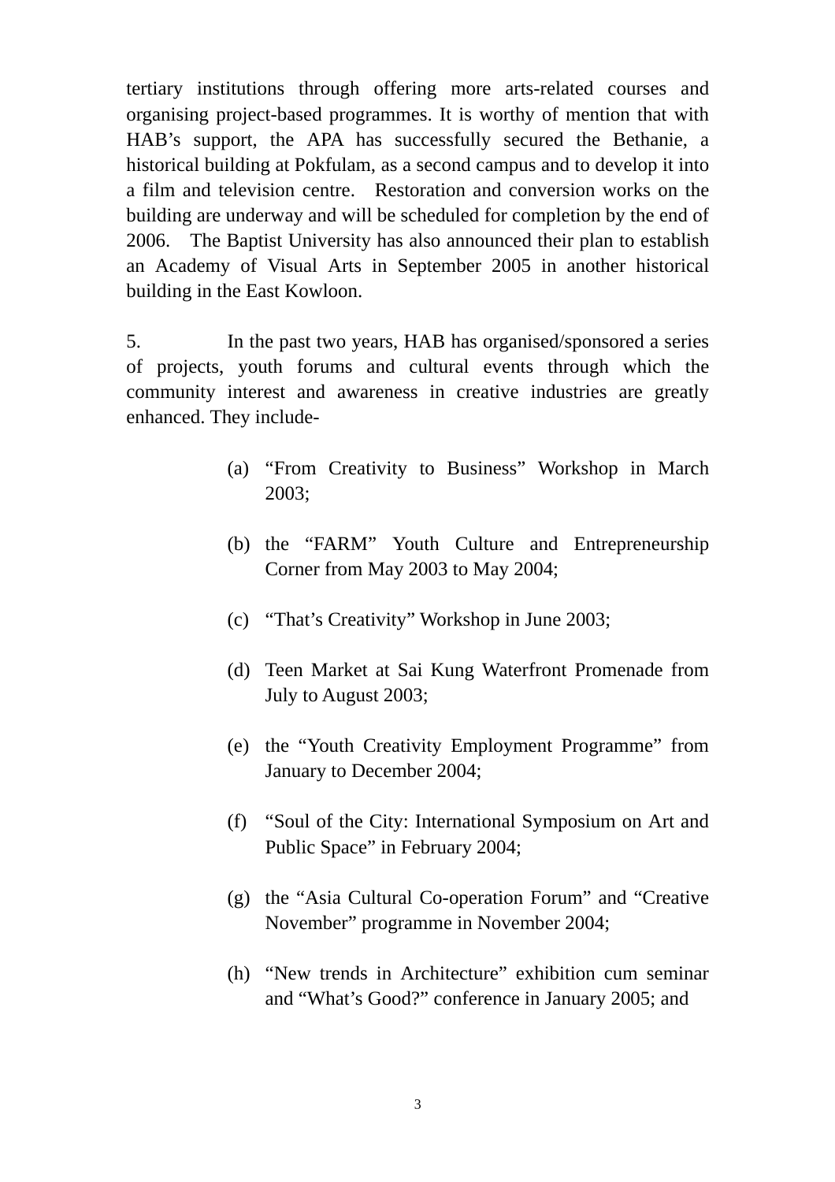tertiary institutions through offering more arts-related courses and organising project-based programmes. It is worthy of mention that with HAB's support, the APA has successfully secured the Bethanie, a historical building at Pokfulam, as a second campus and to develop it into a film and television centre. Restoration and conversion works on the building are underway and will be scheduled for completion by the end of 2006. The Baptist University has also announced their plan to establish an Academy of Visual Arts in September 2005 in another historical building in the East Kowloon.

5. In the past two years, HAB has organised/sponsored a series of projects, youth forums and cultural events through which the community interest and awareness in creative industries are greatly enhanced. They include-

(a) "From Creativity to Business" Workshop in March 2003;

(b) the "FARM" Youth Culture and Entrepreneurship Corner from May 2003 to May 2004;

(c) "That's Creativity" Workshop in June 2003;

(d) Teen Market at Sai Kung Waterfront Promenade from July to August 2003;

(e) the "Youth Creativity Employment Programme" from January to December 2004;

(f) "Soul of the City: International Symposium on Art and Public Space" in February 2004;

(g) the "Asia Cultural Co-operation Forum" and "Creative November" programme in November 2004;

(h) "New trends in Architecture" exhibition cum seminar and "What's Good?" conference in January 2005; and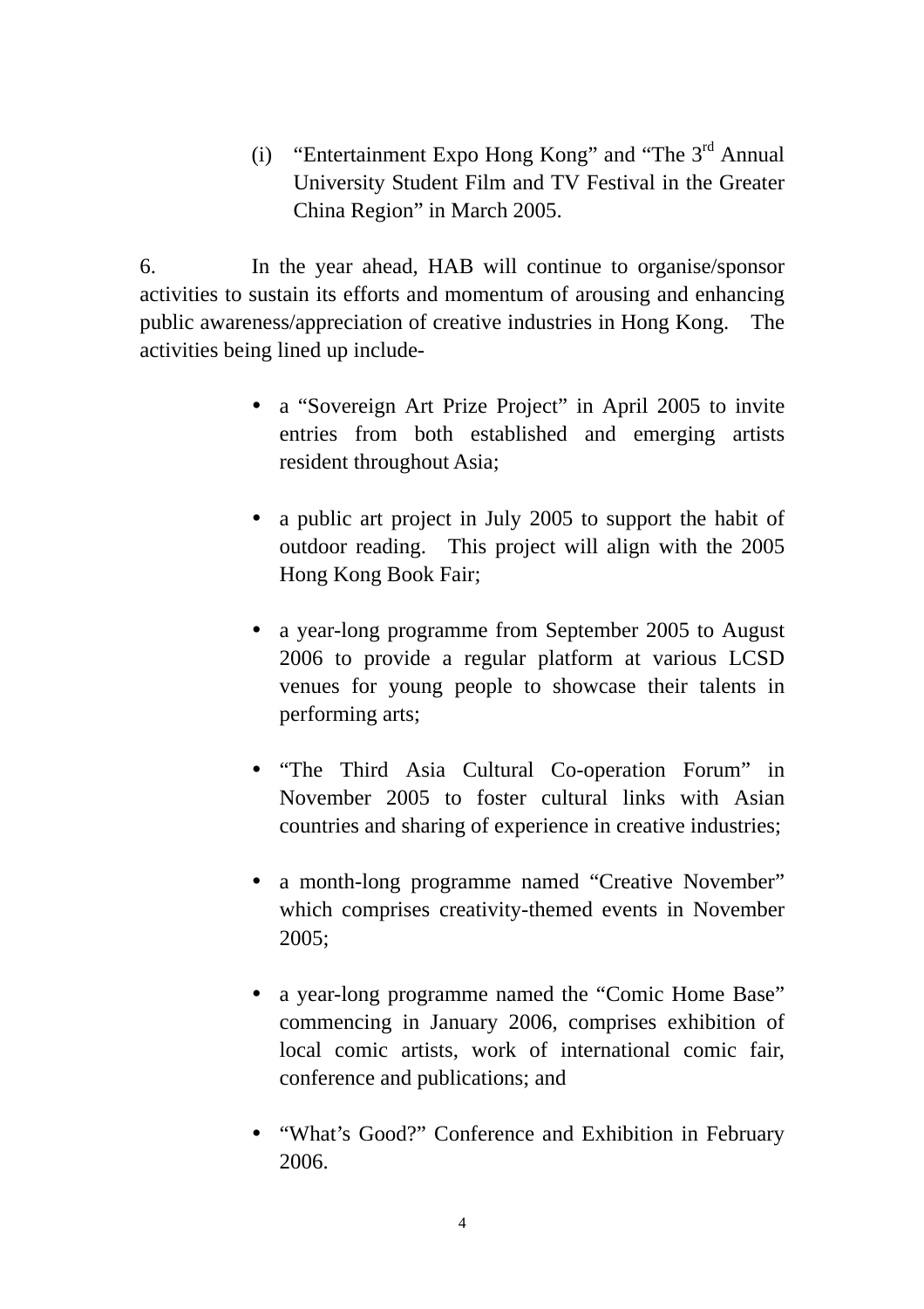(i) "Entertainment Expo Hong Kong" and "The 3rd Annual University Student Film and TV Festival in the Greater China Region" in March 2005.

6. In the year ahead, HAB will continue to organise/sponsor activities to sustain its efforts and momentum of arousing and enhancing public awareness/appreciation of creative industries in Hong Kong. The activities being lined up include-

- a "Sovereign Art Prize Project" in April 2005 to invite entries from both established and emerging artists resident throughout Asia;

- a public art project in July 2005 to support the habit of outdoor reading. This project will align with the 2005 Hong Kong Book Fair;

- a year-long programme from September 2005 to August 2006 to provide a regular platform at various LCSD venues for young people to showcase their talents in performing arts;

- "The Third Asia Cultural Co-operation Forum" in November 2005 to foster cultural links with Asian countries and sharing of experience in creative industries;

- a month-long programme named "Creative November" which comprises creativity-themed events in November 2005;

- a year-long programme named the "Comic Home Base" commencing in January 2006, comprises exhibition of local comic artists, work of international comic fair, conference and publications; and

- "What's Good?" Conference and Exhibition in February 2006.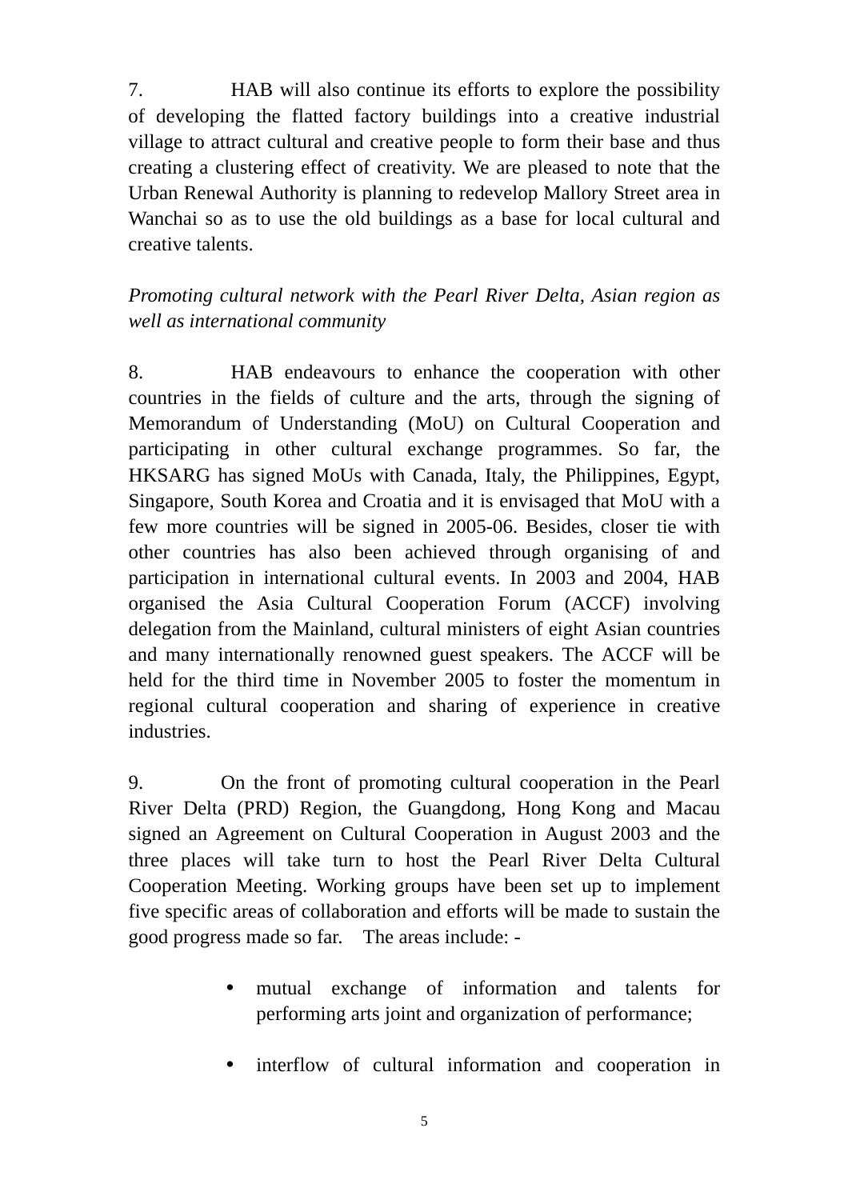7. HAB will also continue its efforts to explore the possibility of developing the flatted factory buildings into a creative industrial village to attract cultural and creative people to form their base and thus creating a clustering effect of creativity. We are pleased to note that the Urban Renewal Authority is planning to redevelop Mallory Street area in Wanchai so as to use the old buildings as a base for local cultural and creative talents.

*Promoting cultural network with the Pearl River Delta, Asian region as well as international community*

8. HAB endeavours to enhance the cooperation with other countries in the fields of culture and the arts, through the signing of Memorandum of Understanding (MoU) on Cultural Cooperation and participating in other cultural exchange programmes. So far, the HKSARG has signed MoUs with Canada, Italy, the Philippines, Egypt, Singapore, South Korea and Croatia and it is envisaged that MoU with a few more countries will be signed in 2005-06. Besides, closer tie with other countries has also been achieved through organising of and participation in international cultural events. In 2003 and 2004, HAB organised the Asia Cultural Cooperation Forum (ACCF) involving delegation from the Mainland, cultural ministers of eight Asian countries and many internationally renowned guest speakers. The ACCF will be held for the third time in November 2005 to foster the momentum in regional cultural cooperation and sharing of experience in creative industries.

9. On the front of promoting cultural cooperation in the Pearl River Delta (PRD) Region, the Guangdong, Hong Kong and Macau signed an Agreement on Cultural Cooperation in August 2003 and the three places will take turn to host the Pearl River Delta Cultural Cooperation Meeting. Working groups have been set up to implement five specific areas of collaboration and efforts will be made to sustain the good progress made so far. The areas include: -

- mutual exchange of information and talents for performing arts joint and organization of performance;

- interflow of cultural information and cooperation in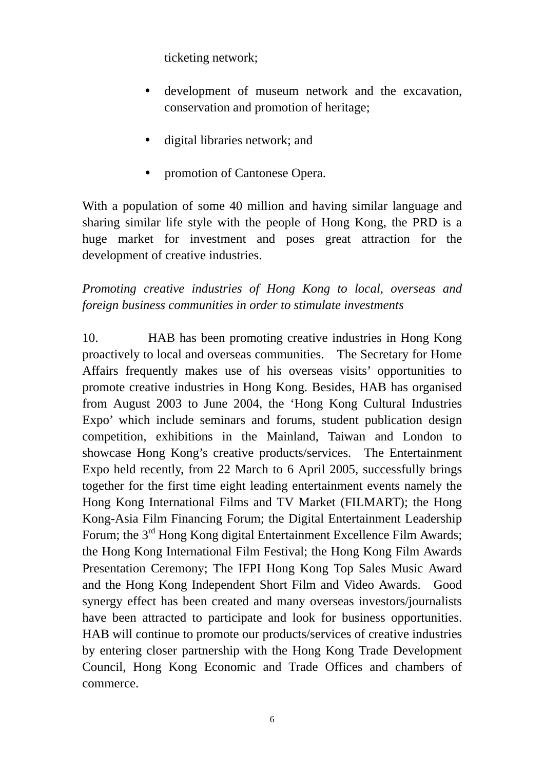ticketing network;

- development of museum network and the excavation, conservation and promotion of heritage;

- digital libraries network; and

- promotion of Cantonese Opera.

With a population of some 40 million and having similar language and sharing similar life style with the people of Hong Kong, the PRD is a huge market for investment and poses great attraction for the development of creative industries.

*Promoting creative industries of Hong Kong to local, overseas and foreign business communities in order to stimulate investments*

10. HAB has been promoting creative industries in Hong Kong proactively to local and overseas communities. The Secretary for Home Affairs frequently makes use of his overseas visits' opportunities to promote creative industries in Hong Kong. Besides, HAB has organised from August 2003 to June 2004, the 'Hong Kong Cultural Industries Expo' which include seminars and forums, student publication design competition, exhibitions in the Mainland, Taiwan and London to showcase Hong Kong's creative products/services. The Entertainment Expo held recently, from 22 March to 6 April 2005, successfully brings together for the first time eight leading entertainment events namely the Hong Kong International Films and TV Market (FILMART); the Hong Kong-Asia Film Financing Forum; the Digital Entertainment Leadership Forum; the 3rd Hong Kong digital Entertainment Excellence Film Awards; the Hong Kong International Film Festival; the Hong Kong Film Awards Presentation Ceremony; The IFPI Hong Kong Top Sales Music Award and the Hong Kong Independent Short Film and Video Awards. Good synergy effect has been created and many overseas investors/journalists have been attracted to participate and look for business opportunities. HAB will continue to promote our products/services of creative industries by entering closer partnership with the Hong Kong Trade Development Council, Hong Kong Economic and Trade Offices and chambers of commerce.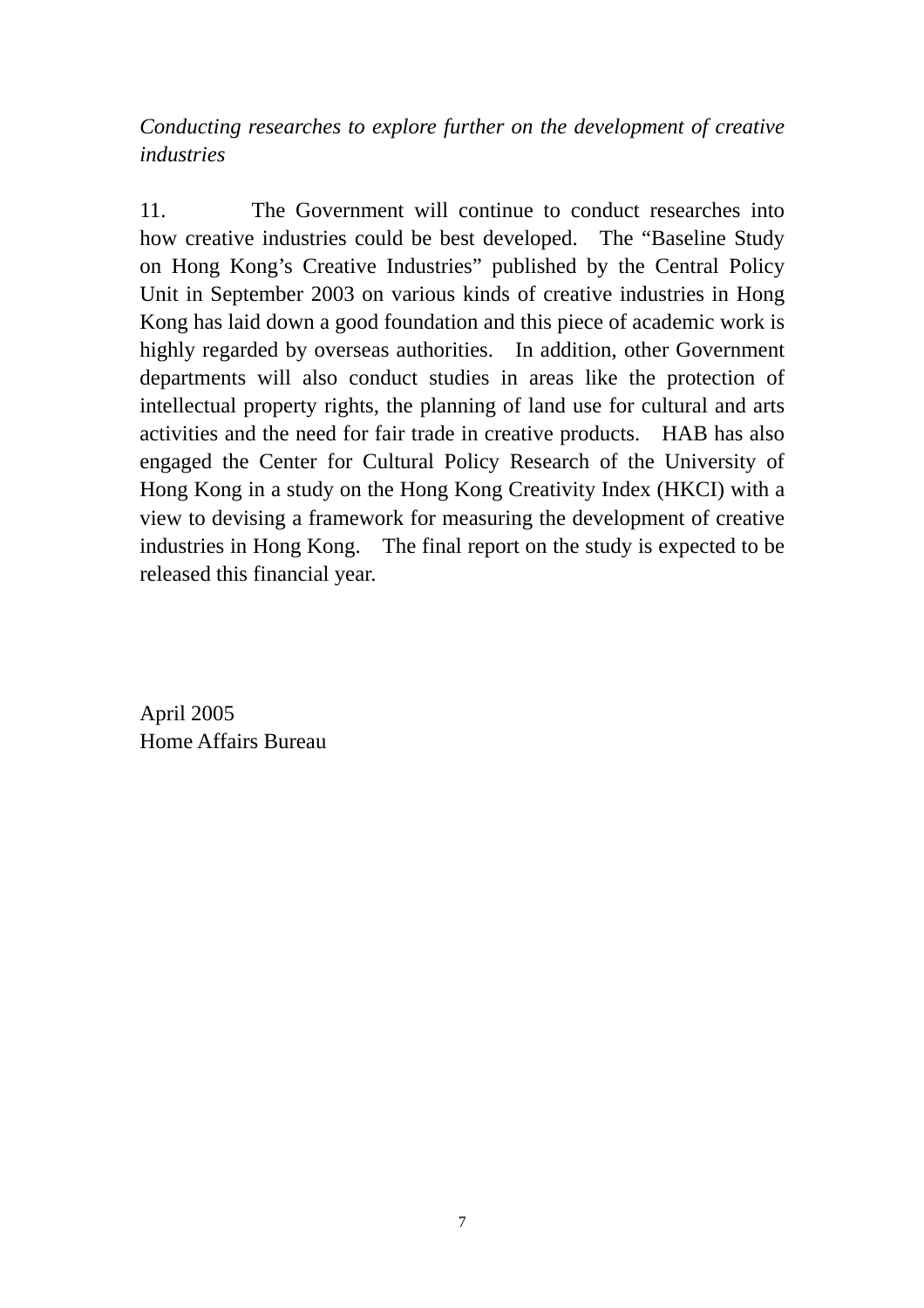*Conducting researches to explore further on the development of creative industries*

11. The Government will continue to conduct researches into how creative industries could be best developed. The "Baseline Study on Hong Kong's Creative Industries" published by the Central Policy Unit in September 2003 on various kinds of creative industries in Hong Kong has laid down a good foundation and this piece of academic work is highly regarded by overseas authorities. In addition, other Government departments will also conduct studies in areas like the protection of intellectual property rights, the planning of land use for cultural and arts activities and the need for fair trade in creative products. HAB has also engaged the Center for Cultural Policy Research of the University of Hong Kong in a study on the Hong Kong Creativity Index (HKCI) with a view to devising a framework for measuring the development of creative industries in Hong Kong. The final report on the study is expected to be released this financial year.

April 2005
Home Affairs Bureau